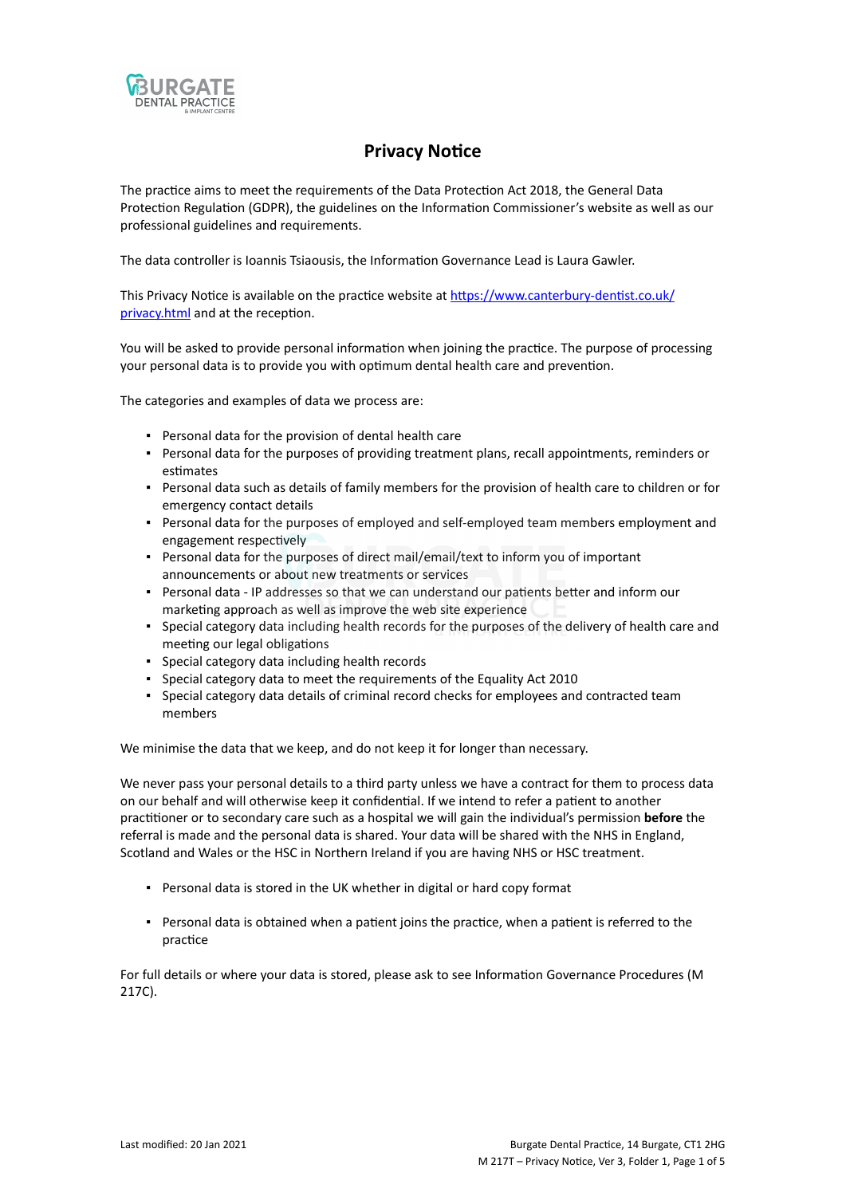# Privacy Notice

The practice aims to meet the requirements of the Data Protection Act 2018, the General Data Protection Regulation (GDPR), the guidelines on the Information Commissioner's website as well as our professional guidelines and requirements.

The data controller is Ioannis Tsiaousis, the Information Governance Lead is Laura Gawler.

This Privacy Notice is available on the practice website at [https://www.canterbury-dentist.co.uk/privacy.html](https://www.canterbury-dentist.co.uk/privacy.html) and at the reception.

You will be asked to provide personal information when joining the practice. The purpose of processing your personal data is to provide you with optimum dental health care and prevention.

The categories and examples of data we process are:

- Personal data for the provision of dental health care
- Personal data for the purposes of providing treatment plans, recall appointments, reminders or estimates
- Personal data such as details of family members for the provision of health care to children or for emergency contact details
- Personal data for the purposes of employed and self-employed team members employment and engagement respectively
- Personal data for the purposes of direct mail/email/text to inform you of important announcements or about new treatments or services
- Personal data - IP addresses so that we can understand our patients better and inform our marketing approach as well as improve the web site experience
- Special category data including health records for the purposes of the delivery of health care and meeting our legal obligations
- Special category data including health records
- Special category data to meet the requirements of the Equality Act 2010
- Special category data details of criminal record checks for employees and contracted team members

We minimise the data that we keep, and do not keep it for longer than necessary.

We never pass your personal details to a third party unless we have a contract for them to process data on our behalf and will otherwise keep it confidential. If we intend to refer a patient to another practitioner or to secondary care such as a hospital we will gain the individual's permission **before** the referral is made and the personal data is shared. Your data will be shared with the NHS in England, Scotland and Wales or the HSC in Northern Ireland if you are having NHS or HSC treatment.

- Personal data is stored in the UK whether in digital or hard copy format
- Personal data is obtained when a patient joins the practice, when a patient is referred to the practice

For full details or where your data is stored, please ask to see Information Governance Procedures (M 217C).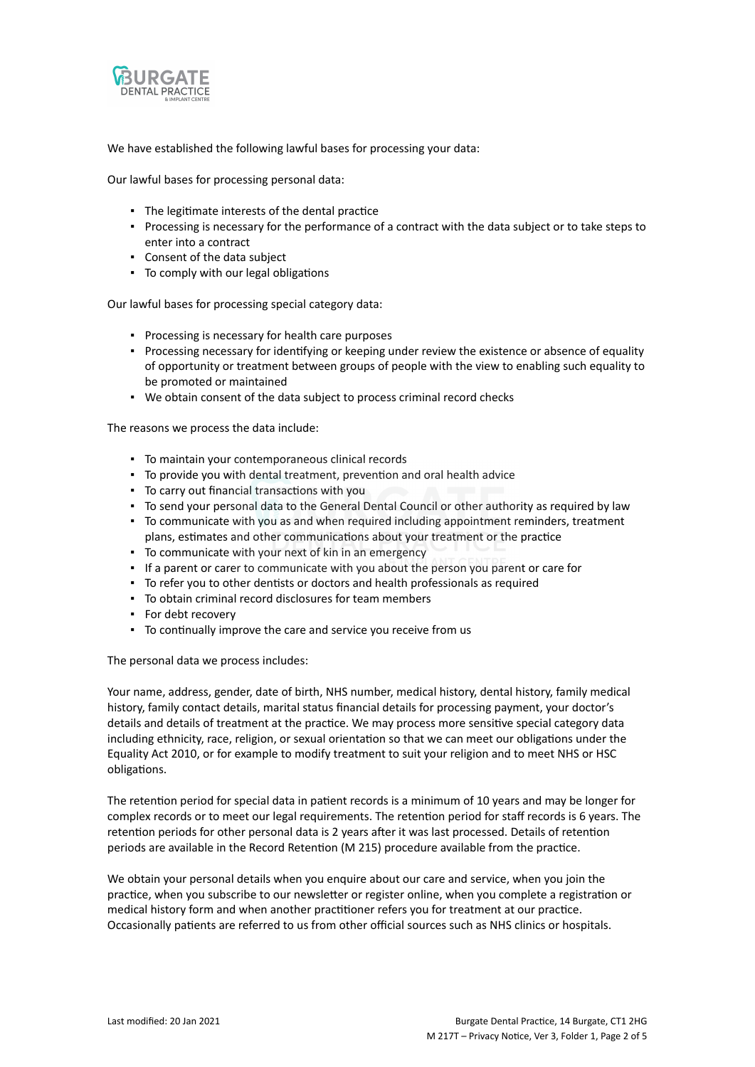We have established the following lawful bases for processing your data:

Our lawful bases for processing personal data:

- The legitimate interests of the dental practice
- Processing is necessary for the performance of a contract with the data subject or to take steps to enter into a contract
- Consent of the data subject
- To comply with our legal obligations

Our lawful bases for processing special category data:

- Processing is necessary for health care purposes
- Processing necessary for identifying or keeping under review the existence or absence of equality of opportunity or treatment between groups of people with the view to enabling such equality to be promoted or maintained
- We obtain consent of the data subject to process criminal record checks

The reasons we process the data include:

- To maintain your contemporaneous clinical records
- To provide you with dental treatment, prevention and oral health advice
- To carry out financial transactions with you
- To send your personal data to the General Dental Council or other authority as required by law
- To communicate with you as and when required including appointment reminders, treatment plans, estimates and other communications about your treatment or the practice
- To communicate with your next of kin in an emergency
- If a parent or carer to communicate with you about the person you parent or care for
- To refer you to other dentists or doctors and health professionals as required
- To obtain criminal record disclosures for team members
- For debt recovery
- To continually improve the care and service you receive from us

The personal data we process includes:

Your name, address, gender, date of birth, NHS number, medical history, dental history, family medical history, family contact details, marital status financial details for processing payment, your doctor's details and details of treatment at the practice. We may process more sensitive special category data including ethnicity, race, religion, or sexual orientation so that we can meet our obligations under the Equality Act 2010, or for example to modify treatment to suit your religion and to meet NHS or HSC obligations.

The retention period for special data in patient records is a minimum of 10 years and may be longer for complex records or to meet our legal requirements. The retention period for staff records is 6 years. The retention periods for other personal data is 2 years after it was last processed. Details of retention periods are available in the Record Retention (M 215) procedure available from the practice.

We obtain your personal details when you enquire about our care and service, when you join the practice, when you subscribe to our newsletter or register online, when you complete a registration or medical history form and when another practitioner refers you for treatment at our practice. Occasionally patients are referred to us from other official sources such as NHS clinics or hospitals.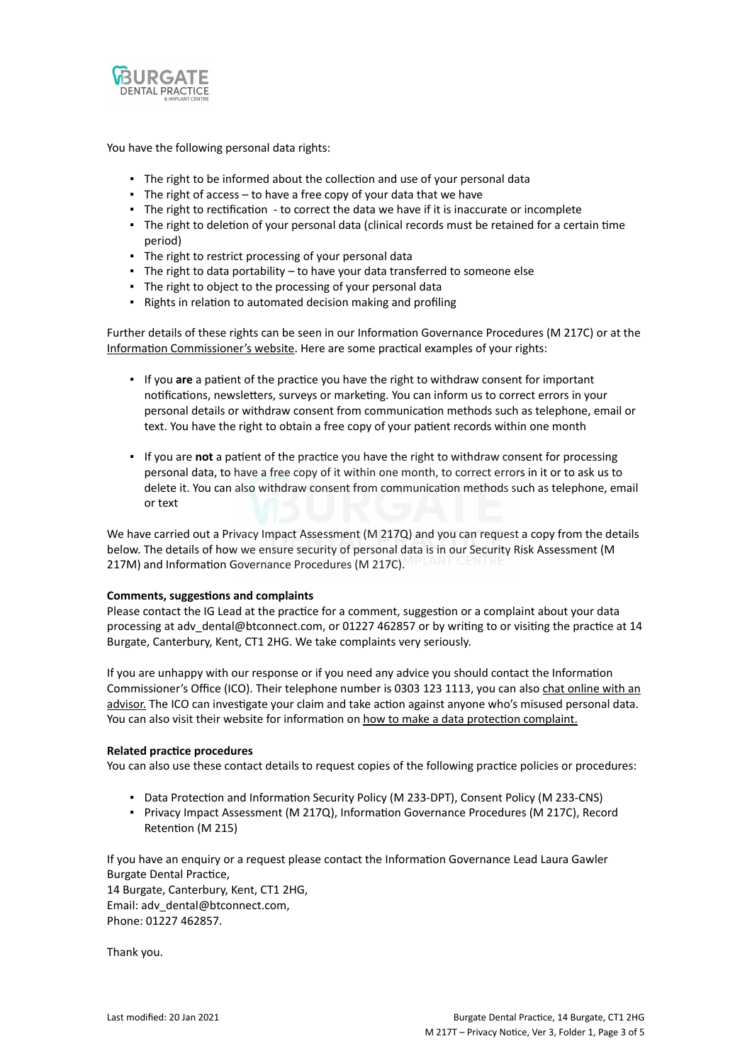You have the following personal data rights:

- The right to be informed about the collection and use of your personal data
- The right of access – to have a free copy of your data that we have
- The right to rectification - to correct the data we have if it is inaccurate or incomplete
- The right to deletion of your personal data (clinical records must be retained for a certain time period)
- The right to restrict processing of your personal data
- The right to data portability – to have your data transferred to someone else
- The right to object to the processing of your personal data
- Rights in relation to automated decision making and profiling

Further details of these rights can be seen in our Information Governance Procedures (M 217C) or at the Information Commissioner's website. Here are some practical examples of your rights:

- If you **are** a patient of the practice you have the right to withdraw consent for important notifications, newsletters, surveys or marketing. You can inform us to correct errors in your personal details or withdraw consent from communication methods such as telephone, email or text. You have the right to obtain a free copy of your patient records within one month

- If you are **not** a patient of the practice you have the right to withdraw consent for processing personal data, to have a free copy of it within one month, to correct errors in it or to ask us to delete it. You can also withdraw consent from communication methods such as telephone, email or text

We have carried out a Privacy Impact Assessment (M 217Q) and you can request a copy from the details below. The details of how we ensure security of personal data is in our Security Risk Assessment (M 217M) and Information Governance Procedures (M 217C).

**Comments, suggestions and complaints**

Please contact the IG Lead at the practice for a comment, suggestion or a complaint about your data processing at adv_dental@btconnect.com, or 01227 462857 or by writing to or visiting the practice at 14 Burgate, Canterbury, Kent, CT1 2HG. We take complaints very seriously.

If you are unhappy with our response or if you need any advice you should contact the Information Commissioner's Office (ICO). Their telephone number is 0303 123 1113, you can also chat online with an advisor. The ICO can investigate your claim and take action against anyone who's misused personal data. You can also visit their website for information on how to make a data protection complaint.

**Related practice procedures**

You can also use these contact details to request copies of the following practice policies or procedures:

- Data Protection and Information Security Policy (M 233-DPT), Consent Policy (M 233-CNS)
- Privacy Impact Assessment (M 217Q), Information Governance Procedures (M 217C), Record Retention (M 215)

If you have an enquiry or a request please contact the Information Governance Lead Laura Gawler
Burgate Dental Practice,
14 Burgate, Canterbury, Kent, CT1 2HG,
Email: adv_dental@btconnect.com,
Phone: 01227 462857.

Thank you.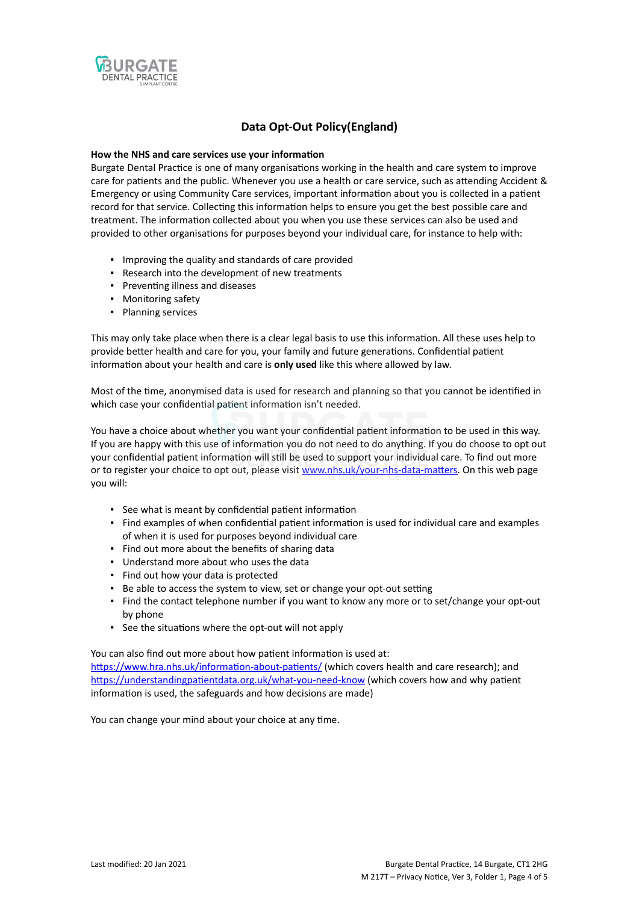## Data Opt-Out Policy(England)

**How the NHS and care services use your information**

Burgate Dental Practice is one of many organisations working in the health and care system to improve care for patients and the public. Whenever you use a health or care service, such as attending Accident & Emergency or using Community Care services, important information about you is collected in a patient record for that service. Collecting this information helps to ensure you get the best possible care and treatment. The information collected about you when you use these services can also be used and provided to other organisations for purposes beyond your individual care, for instance to help with:

- Improving the quality and standards of care provided
- Research into the development of new treatments
- Preventing illness and diseases
- Monitoring safety
- Planning services

This may only take place when there is a clear legal basis to use this information. All these uses help to provide better health and care for you, your family and future generations. Confidential patient information about your health and care is **only used** like this where allowed by law.

Most of the time, anonymised data is used for research and planning so that you cannot be identified in which case your confidential patient information isn't needed.

You have a choice about whether you want your confidential patient information to be used in this way. If you are happy with this use of information you do not need to do anything. If you do choose to opt out your confidential patient information will still be used to support your individual care. To find out more or to register your choice to opt out, please visit www.nhs.uk/your-nhs-data-matters. On this web page you will:

- See what is meant by confidential patient information
- Find examples of when confidential patient information is used for individual care and examples of when it is used for purposes beyond individual care
- Find out more about the benefits of sharing data
- Understand more about who uses the data
- Find out how your data is protected
- Be able to access the system to view, set or change your opt-out setting
- Find the contact telephone number if you want to know any more or to set/change your opt-out by phone
- See the situations where the opt-out will not apply

You can also find out more about how patient information is used at:
https://www.hra.nhs.uk/information-about-patients/ (which covers health and care research); and https://understandingpatientdata.org.uk/what-you-need-know (which covers how and why patient information is used, the safeguards and how decisions are made)

You can change your mind about your choice at any time.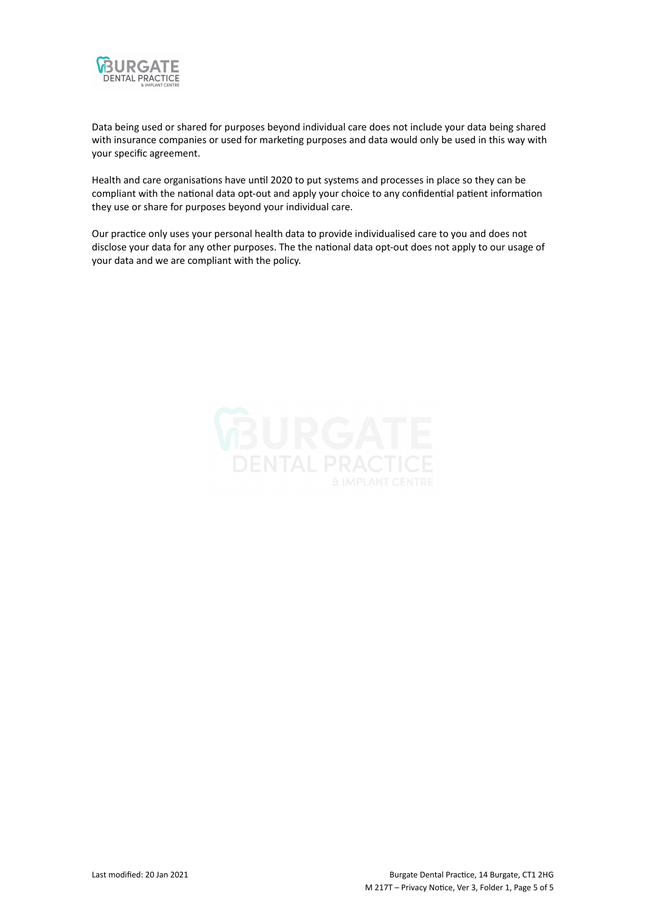Data being used or shared for purposes beyond individual care does not include your data being shared with insurance companies or used for marketing purposes and data would only be used in this way with your specific agreement.

Health and care organisations have until 2020 to put systems and processes in place so they can be compliant with the national data opt-out and apply your choice to any confidential patient information they use or share for purposes beyond your individual care.

Our practice only uses your personal health data to provide individualised care to you and does not disclose your data for any other purposes. The the national data opt-out does not apply to our usage of your data and we are compliant with the policy.